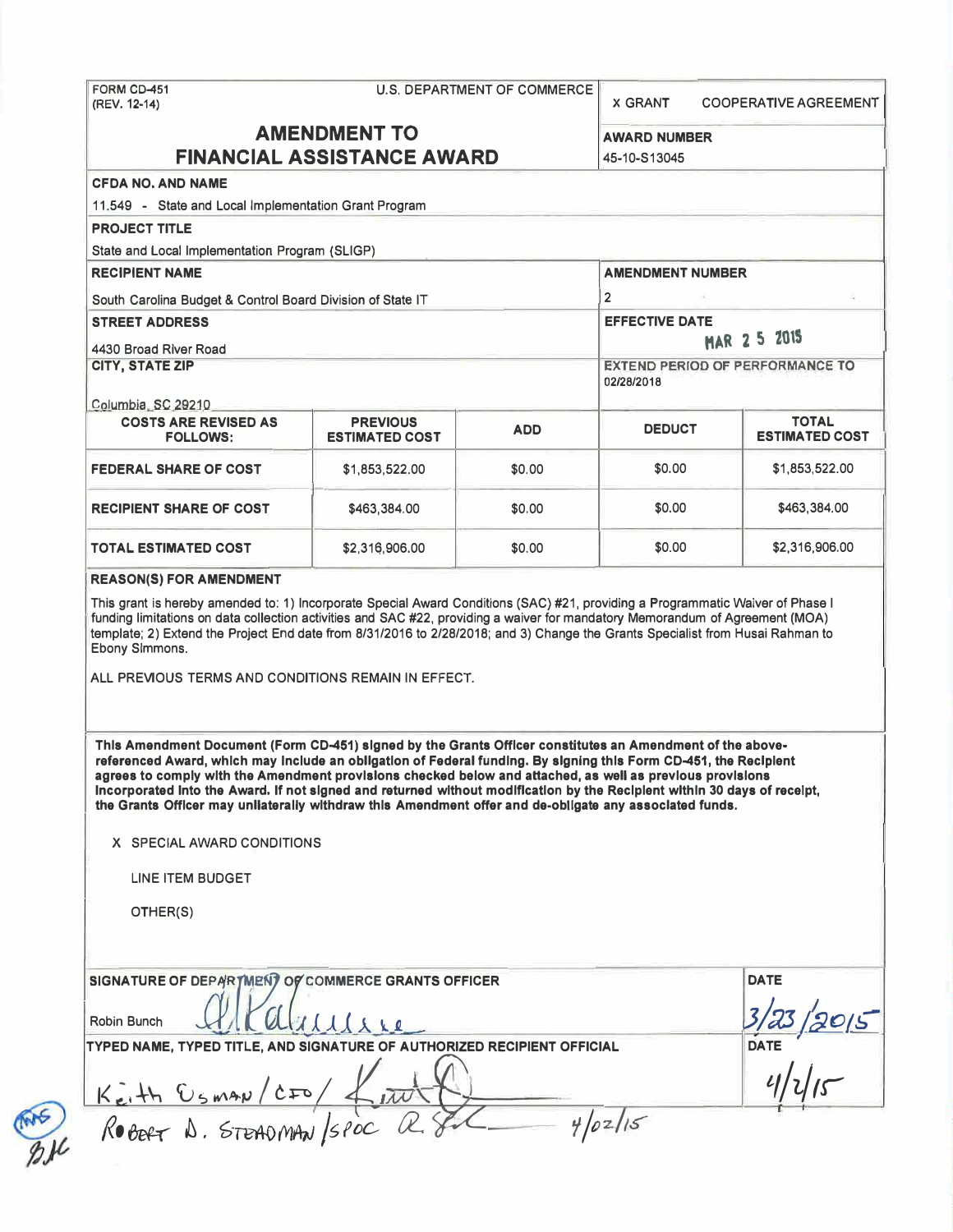FORM CD-451
(REV. 12-14)

U.S. DEPARTMENT OF COMMERCE

X GRANT    COOPERATIVE AGREEMENT

# AMENDMENT TO FINANCIAL ASSISTANCE AWARD

**AWARD NUMBER**
45-10-S13045

**CFDA NO. AND NAME**
11.549 - State and Local Implementation Grant Program

**PROJECT TITLE**
State and Local Implementation Program (SLIGP)

**RECIPIENT NAME**
South Carolina Budget & Control Board Division of State IT

**AMENDMENT NUMBER**
2

**STREET ADDRESS**
4430 Broad River Road

**EFFECTIVE DATE**
MAR 25 2015

**CITY, STATE ZIP**
Columbia, SC 29210

**EXTEND PERIOD OF PERFORMANCE TO**
02/28/2018

| COSTS ARE REVISED AS FOLLOWS: | PREVIOUS ESTIMATED COST | ADD | DEDUCT | TOTAL ESTIMATED COST |
|---|---|---|---|---|
| FEDERAL SHARE OF COST | $1,853,522.00 | $0.00 | $0.00 | $1,853,522.00 |
| RECIPIENT SHARE OF COST | $463,384.00 | $0.00 | $0.00 | $463,384.00 |
| TOTAL ESTIMATED COST | $2,316,906.00 | $0.00 | $0.00 | $2,316,906.00 |

**REASON(S) FOR AMENDMENT**

This grant is hereby amended to: 1) Incorporate Special Award Conditions (SAC) #21, providing a Programmatic Waiver of Phase I funding limitations on data collection activities and SAC #22, providing a waiver for mandatory Memorandum of Agreement (MOA) template; 2) Extend the Project End date from 8/31/2016 to 2/28/2018; and 3) Change the Grants Specialist from Husai Rahman to Ebony Simmons.

ALL PREVIOUS TERMS AND CONDITIONS REMAIN IN EFFECT.

**This Amendment Document (Form CD-451) signed by the Grants Officer constitutes an Amendment of the above-referenced Award, which may include an obligation of Federal funding. By signing this Form CD-451, the Recipient agrees to comply with the Amendment provisions checked below and attached, as well as previous provisions incorporated into the Award. If not signed and returned without modification by the Recipient within 30 days of receipt, the Grants Officer may unilaterally withdraw this Amendment offer and de-obligate any associated funds.**

X SPECIAL AWARD CONDITIONS

LINE ITEM BUDGET

OTHER(S)

**SIGNATURE OF DEPARTMENT OF COMMERCE GRANTS OFFICER**

Robin Bunch

**DATE**
3/23/2015

**TYPED NAME, TYPED TITLE, AND SIGNATURE OF AUTHORIZED RECIPIENT OFFICIAL**

Keith Osman / CFO /

**DATE**
4/2/15

Robert D. Steadman / SPOC    4/02/15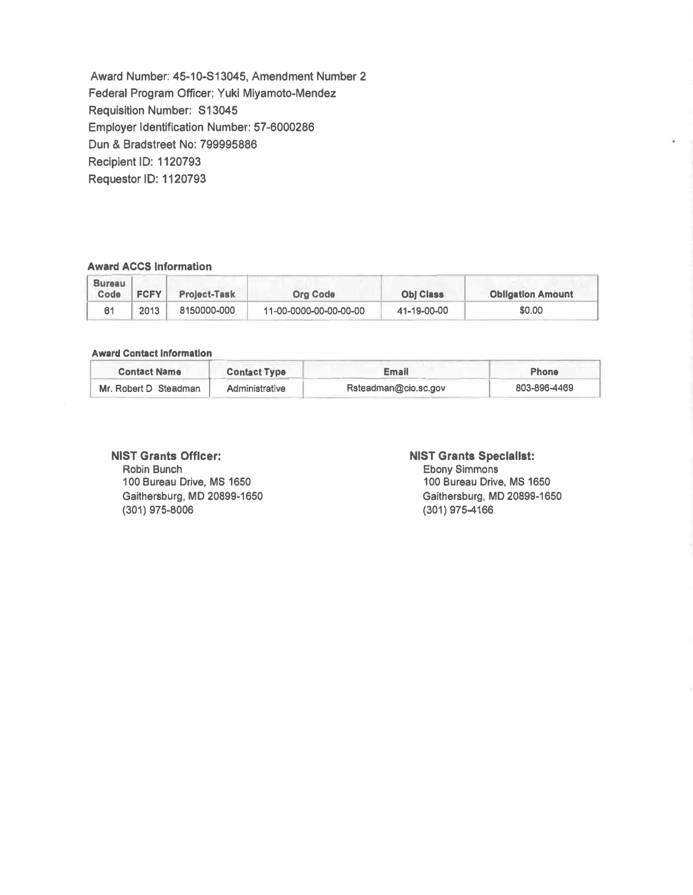Award Number: 45-10-S13045, Amendment Number 2
Federal Program Officer; Yuki Miyamoto-Mendez
Requisition Number: S13045
Employer Identification Number: 57-6000286
Dun & Bradstreet No: 799995886
Recipient ID: 1120793
Requestor ID: 1120793

**Award ACCS Information**

| Bureau Code | FCFY | Project-Task | Org Code | Obj Class | Obligation Amount |
|---|---|---|---|---|---|
| 61 | 2013 | 8150000-000 | 11-00-0000-00-00-00-00 | 41-19-00-00 | $0.00 |

**Award Contact Information**

| Contact Name | Contact Type | Email | Phone |
|---|---|---|---|
| Mr. Robert D Steadman | Administrative | Rsteadman@cio.sc.gov | 803-896-4469 |

**NIST Grants Officer:**
Robin Bunch
100 Bureau Drive, MS 1650
Gaithersburg, MD 20899-1650
(301) 975-8006

**NIST Grants Specialist:**
Ebony Simmons
100 Bureau Drive, MS 1650
Gaithersburg, MD 20899-1650
(301) 975-4166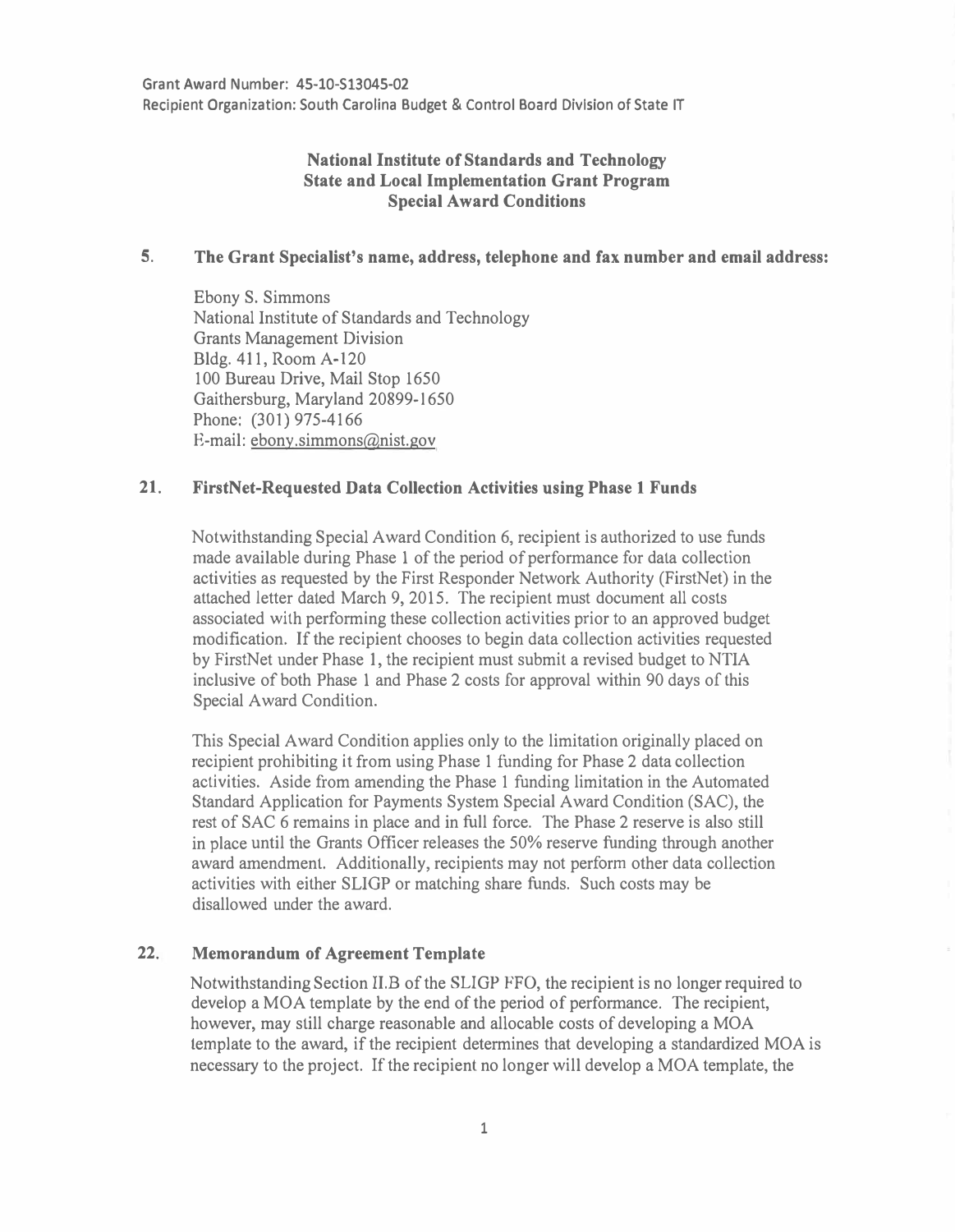Grant Award Number: 45-10-S13045-02
Recipient Organization: South Carolina Budget & Control Board Division of State IT

**National Institute of Standards and Technology**
**State and Local Implementation Grant Program**
**Special Award Conditions**

## 5. The Grant Specialist's name, address, telephone and fax number and email address:

Ebony S. Simmons
National Institute of Standards and Technology
Grants Management Division
Bldg. 411, Room A-120
100 Bureau Drive, Mail Stop 1650
Gaithersburg, Maryland 20899-1650
Phone: (301) 975-4166
E-mail: ebony.simmons@nist.gov

## 21. FirstNet-Requested Data Collection Activities using Phase 1 Funds

Notwithstanding Special Award Condition 6, recipient is authorized to use funds made available during Phase 1 of the period of performance for data collection activities as requested by the First Responder Network Authority (FirstNet) in the attached letter dated March 9, 2015. The recipient must document all costs associated with performing these collection activities prior to an approved budget modification. If the recipient chooses to begin data collection activities requested by FirstNet under Phase 1, the recipient must submit a revised budget to NTIA inclusive of both Phase 1 and Phase 2 costs for approval within 90 days of this Special Award Condition.

This Special Award Condition applies only to the limitation originally placed on recipient prohibiting it from using Phase 1 funding for Phase 2 data collection activities. Aside from amending the Phase 1 funding limitation in the Automated Standard Application for Payments System Special Award Condition (SAC), the rest of SAC 6 remains in place and in full force. The Phase 2 reserve is also still in place until the Grants Officer releases the 50% reserve funding through another award amendment. Additionally, recipients may not perform other data collection activities with either SLIGP or matching share funds. Such costs may be disallowed under the award.

## 22. Memorandum of Agreement Template

Notwithstanding Section II.B of the SLIGP FFO, the recipient is no longer required to develop a MOA template by the end of the period of performance. The recipient, however, may still charge reasonable and allocable costs of developing a MOA template to the award, if the recipient determines that developing a standardized MOA is necessary to the project. If the recipient no longer will develop a MOA template, the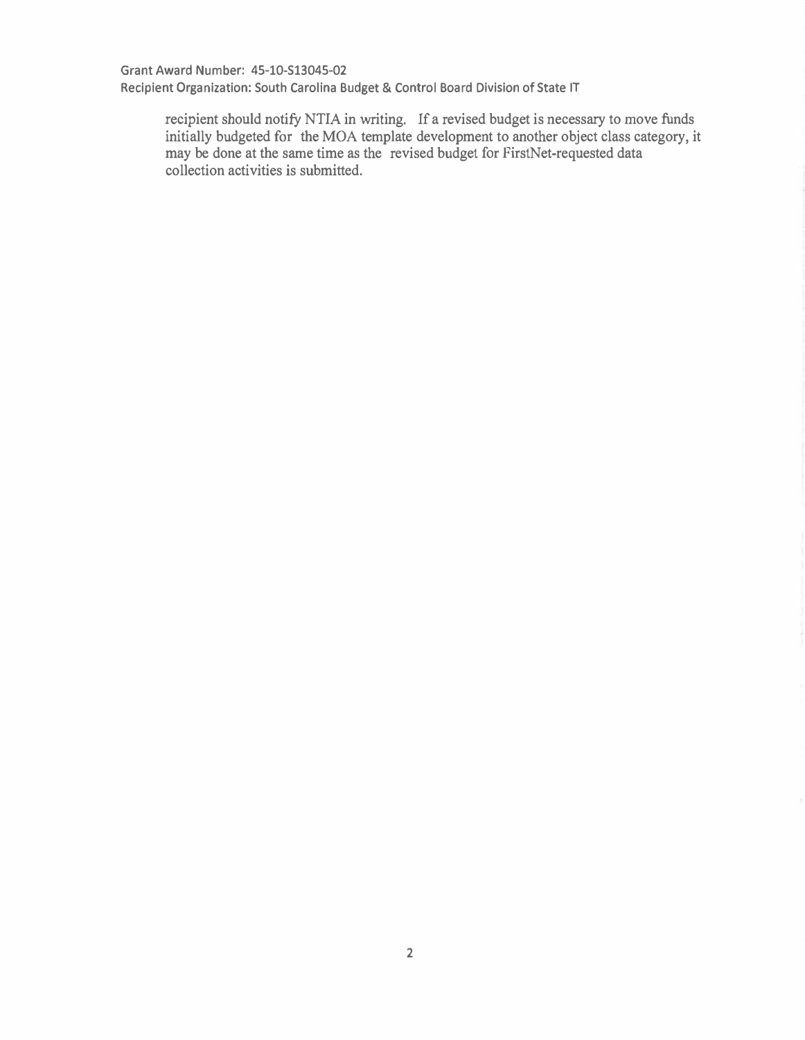recipient should notify NTIA in writing. If a revised budget is necessary to move funds initially budgeted for the MOA template development to another object class category, it may be done at the same time as the revised budget for FirstNet-requested data collection activities is submitted.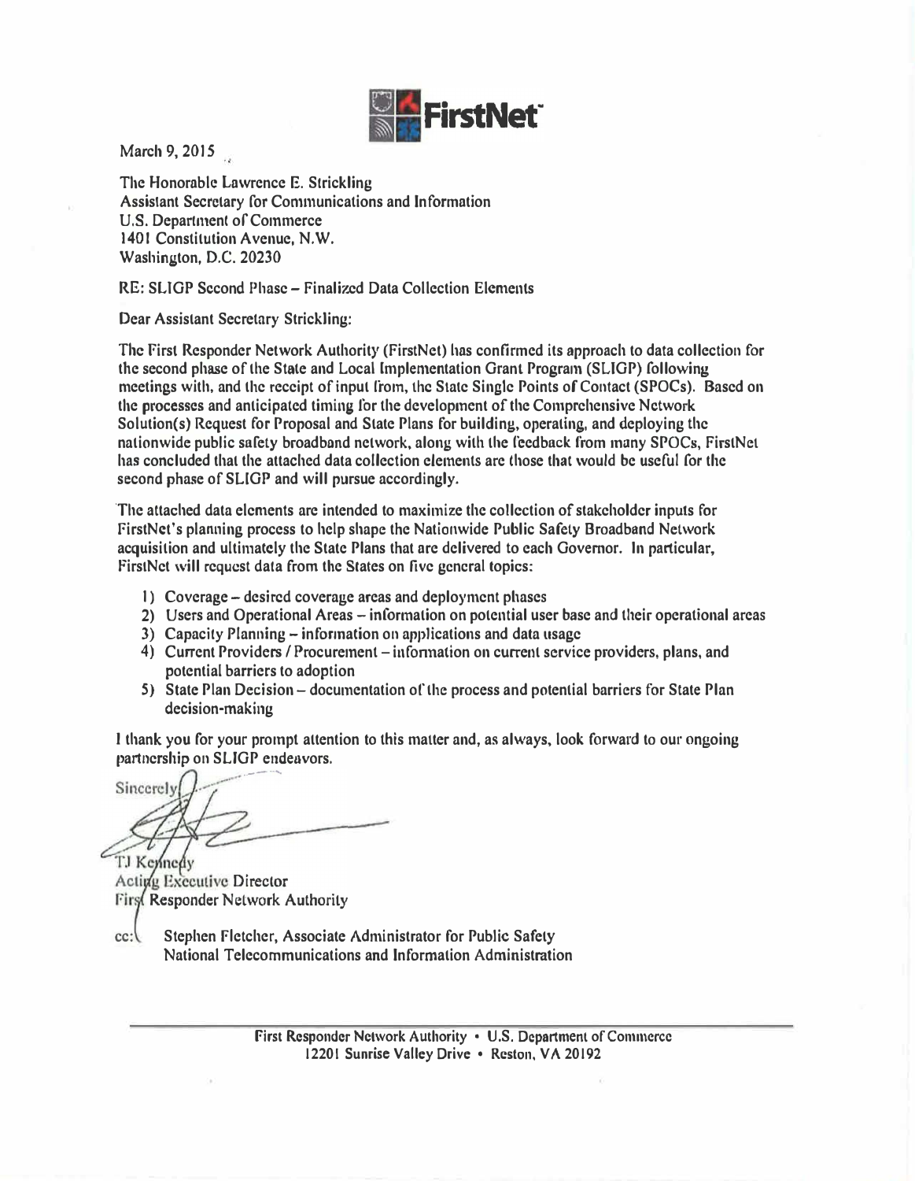FirstNet

March 9, 2015

The Honorable Lawrence E. Strickling
Assistant Secretary for Communications and Information
U.S. Department of Commerce
1401 Constitution Avenue, N.W.
Washington, D.C. 20230

RE: SLIGP Second Phase – Finalized Data Collection Elements

Dear Assistant Secretary Strickling:

The First Responder Network Authority (FirstNet) has confirmed its approach to data collection for the second phase of the State and Local Implementation Grant Program (SLIGP) following meetings with, and the receipt of input from, the State Single Points of Contact (SPOCs). Based on the processes and anticipated timing for the development of the Comprehensive Network Solution(s) Request for Proposal and State Plans for building, operating, and deploying the nationwide public safety broadband network, along with the feedback from many SPOCs, FirstNet has concluded that the attached data collection elements are those that would be useful for the second phase of SLIGP and will pursue accordingly.

The attached data elements are intended to maximize the collection of stakeholder inputs for FirstNet's planning process to help shape the Nationwide Public Safety Broadband Network acquisition and ultimately the State Plans that are delivered to each Governor. In particular, FirstNet will request data from the States on five general topics:

1) Coverage – desired coverage areas and deployment phases
2) Users and Operational Areas – information on potential user base and their operational areas
3) Capacity Planning – information on applications and data usage
4) Current Providers / Procurement – information on current service providers, plans, and potential barriers to adoption
5) State Plan Decision – documentation of the process and potential barriers for State Plan decision-making

I thank you for your prompt attention to this matter and, as always, look forward to our ongoing partnership on SLIGP endeavors.

Sincerely,

TJ Kennedy
Acting Executive Director
First Responder Network Authority

cc: Stephen Fletcher, Associate Administrator for Public Safety
National Telecommunications and Information Administration

First Responder Network Authority • U.S. Department of Commerce
12201 Sunrise Valley Drive • Reston, VA 20192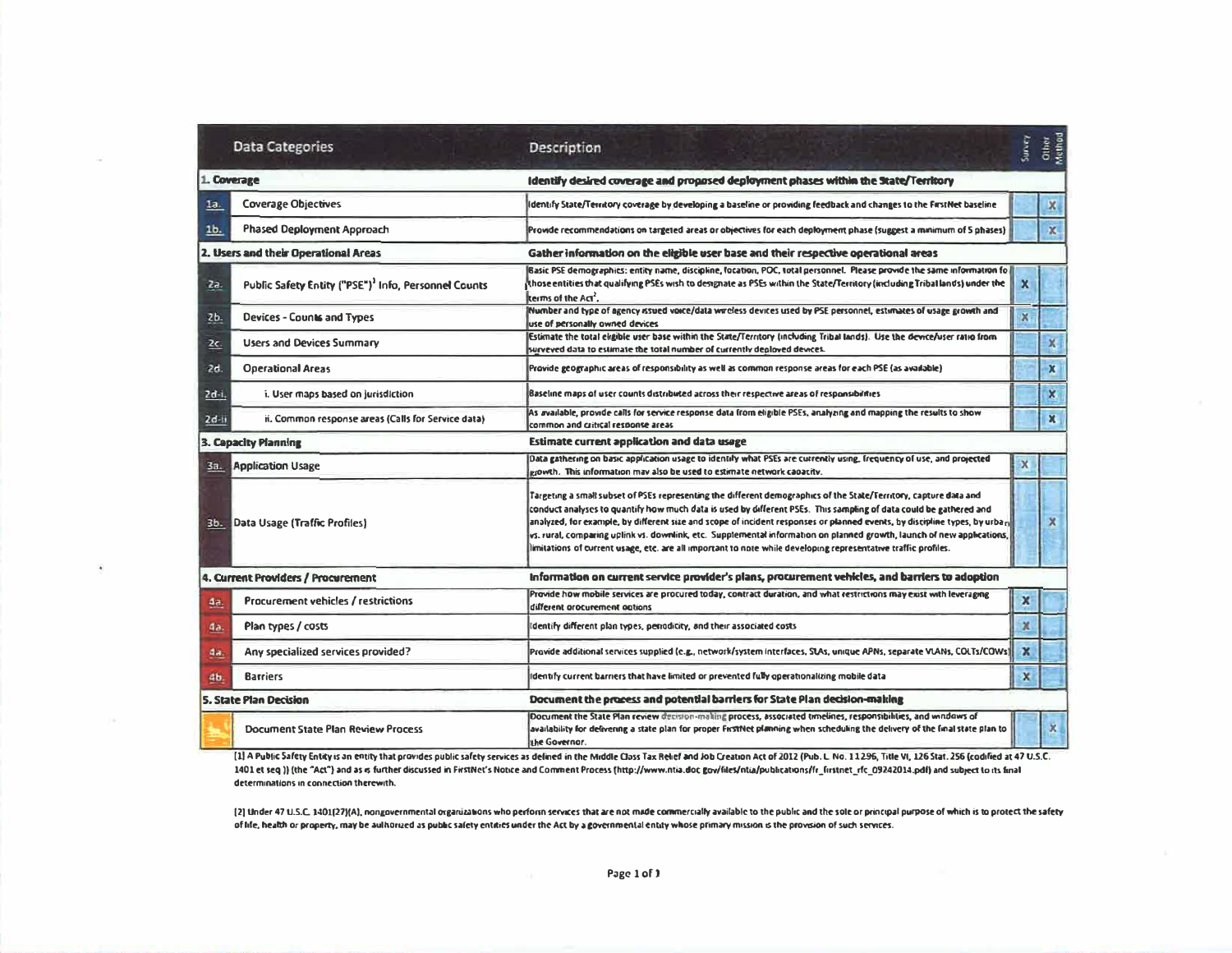| | Data Categories | Description | Survey | Other Method |
|---|---|---|---|---|
| **1. Coverage** | | **Identify desired coverage and proposed deployment phases within the State/Territory** | | |
| 1a. | Coverage Objectives | Identify State/Territory coverage by developing a baseline or providing feedback and changes to the FirstNet baseline | | X |
| 1b. | Phased Deployment Approach | Provide recommendations on targeted areas or objectives for each deployment phase (suggest a minimum of 5 phases) | | X |
| **2. Users and their Operational Areas** | | **Gather information on the eligible user base and their respective operational areas** | | |
| 2a. | Public Safety Entity ("PSE")[1] Info, Personnel Counts | Basic PSE demographics: entity name, discipline, location, POC, total personnel. Please provide the same information for those entities that qualifying PSEs wish to designate as PSEs within the State/Territory (including Tribal lands) under the terms of the Act[2]. | X | |
| 2b. | Devices - Counts and Types | Number and type of agency issued voice/data wireless devices used by PSE personnel, estimates of usage growth and use of personally owned devices | X | |
| 2c. | Users and Devices Summary | Estimate the total eligible user base within the State/Territory (including Tribal lands). Use the device/user ratio from surveyed data to estimate the total number of currently deployed devices. | | X |
| 2d. | Operational Areas | Provide geographic areas of responsibility as well as common response areas for each PSE (as available) | | X |
| 2d-i. | i. User maps based on jurisdiction | Baseline maps of user counts distributed across their respective areas of responsibilities | | X |
| 2d-ii | ii. Common response areas (Calls for Service data) | As available, provide calls for service response data from eligible PSEs, analyzing and mapping the results to show common and critical response areas | | X |
| **3. Capacity Planning** | | **Estimate current application and data usage** | | |
| 3a. | Application Usage | Data gathering on basic application usage to identify what PSEs are currently using, frequency of use, and projected growth. This information may also be used to estimate network capacity. | X | |
| 3b. | Data Usage (Traffic Profiles) | Targeting a small subset of PSEs representing the different demographics of the State/Territory, capture data and conduct analyses to quantify how much data is used by different PSEs. This sampling of data could be gathered and analyzed, for example, by different size and scope of incident responses or planned events, by discipline types, by urban vs. rural, comparing uplink vs. downlink, etc. Supplemental information on planned growth, launch of new applications, limitations of current usage, etc. are all important to note while developing representative traffic profiles. | | X |
| **4. Current Providers / Procurement** | | **Information on current service provider's plans, procurement vehicles, and barriers to adoption** | | |
| 4a. | Procurement vehicles / restrictions | Provide how mobile services are procured today, contract duration, and what restrictions may exist with leveraging different procurement options | X | |
| 4a. | Plan types / costs | Identify different plan types, periodicity, and their associated costs | X | |
| 4a. | Any specialized services provided? | Provide additional services supplied (e.g., network/system interfaces, SLAs, unique APNs, separate VLANs, COLTs/COWs) | X | |
| 4b. | Barriers | Identify current barriers that have limited or prevented fully operationalizing mobile data | X | |
| **5. State Plan Decision** | | **Document the process and potential barriers for State Plan decision-making** | | |
| | Document State Plan Review Process | Document the State Plan review decision-making process, associated timelines, responsibilities, and windows of availability for delivering a state plan for proper FirstNet planning when scheduling the delivery of the final state plan to the Governor. | | X |

[1] A Public Safety Entity is an entity that provides public safety services as defined in the Middle Class Tax Relief and Job Creation Act of 2012 (Pub. L. No. 112-96, Title VI, 126 Stat. 256 (codified at 47 U.S.C. 1401 et seq.)) (the "Act") and as is further discussed in FirstNet's Notice and Comment Process (http://www.ntia.doc.gov/files/ntia/publications/fr_firstnet_rfc_09242014.pdf) and subject to its final determinations in connection therewith.

[2] Under 47 U.S.C. 1401(27)(A), nongovernmental organizations who perform services that are not made commercially available to the public and the sole or principal purpose of which is to protect the safety of life, health or property, may be authorized as public safety entities under the Act by a governmental entity whose primary mission is the provision of such services.